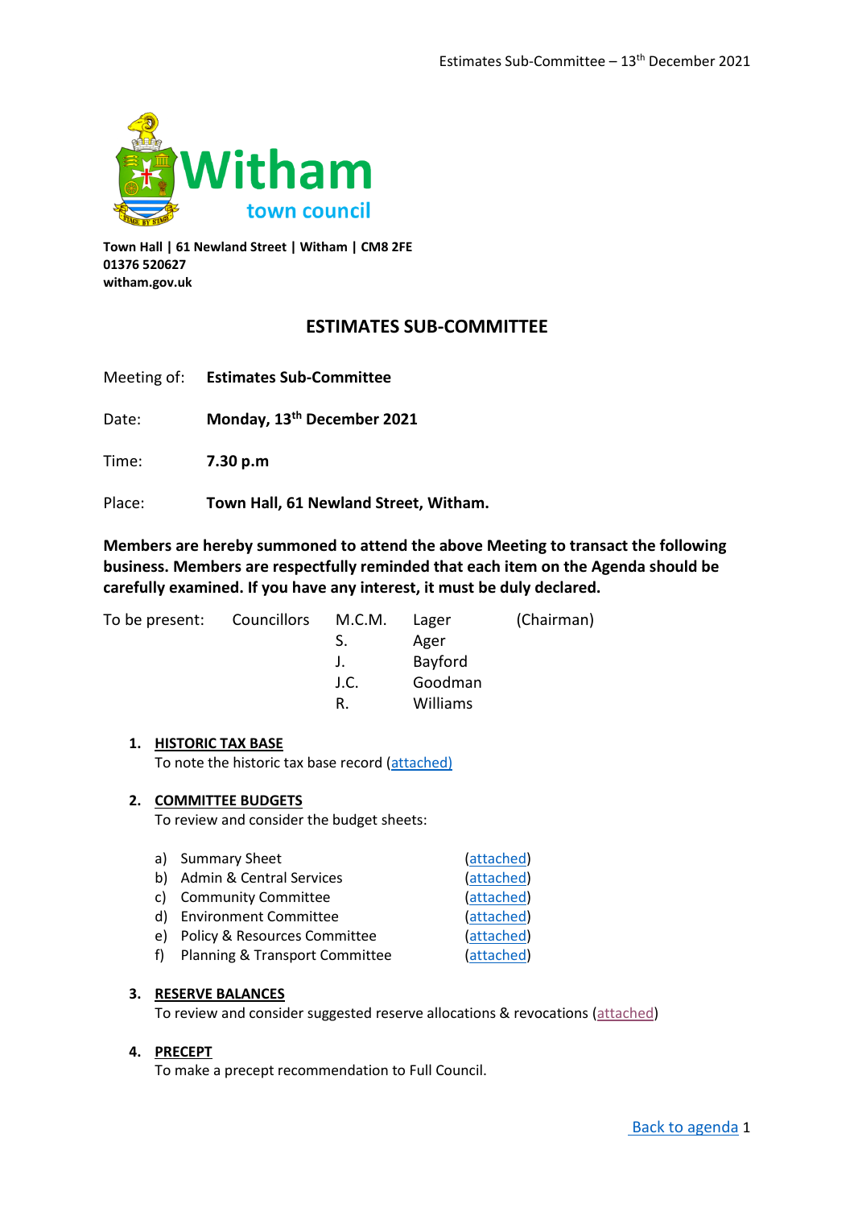**Witham** town council

**Town Hall | 61 Newland Street | Witham | CM8 2FE**
**01376 520627**
**witham.gov.uk**

# ESTIMATES SUB-COMMITTEE

Meeting of: **Estimates Sub-Committee**

Date: **Monday, 13th December 2021**

Time: **7.30 p.m**

Place: **Town Hall, 61 Newland Street, Witham.**

**Members are hereby summoned to attend the above Meeting to transact the following business. Members are respectfully reminded that each item on the Agenda should be carefully examined. If you have any interest, it must be duly declared.**

| | | | | |
|---|---|---|---|---|
| To be present: | Councillors | M.C.M. | Lager | (Chairman) |
| | | S. | Ager | |
| | | J. | Bayford | |
| | | J.C. | Goodman | |
| | | R. | Williams | |

1. **HISTORIC TAX BASE**
   To note the historic tax base record (attached)

2. **COMMITTEE BUDGETS**
   To review and consider the budget sheets:

   a) Summary Sheet (attached)
   b) Admin & Central Services (attached)
   c) Community Committee (attached)
   d) Environment Committee (attached)
   e) Policy & Resources Committee (attached)
   f) Planning & Transport Committee (attached)

3. **RESERVE BALANCES**
   To review and consider suggested reserve allocations & revocations (attached)

4. **PRECEPT**
   To make a precept recommendation to Full Council.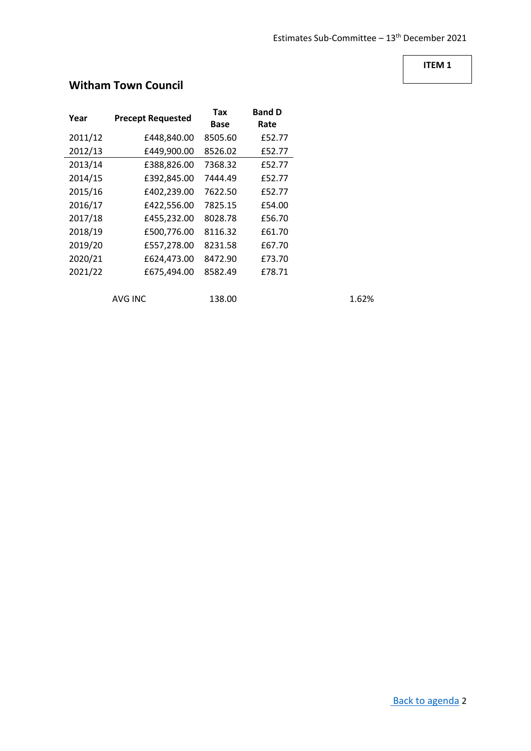**ITEM 1**

## Witham Town Council

| Year | Precept Requested | Tax Base | Band D Rate |
|---|---|---|---|
| 2011/12 | £448,840.00 | 8505.60 | £52.77 |
| 2012/13 | £449,900.00 | 8526.02 | £52.77 |
| 2013/14 | £388,826.00 | 7368.32 | £52.77 |
| 2014/15 | £392,845.00 | 7444.49 | £52.77 |
| 2015/16 | £402,239.00 | 7622.50 | £52.77 |
| 2016/17 | £422,556.00 | 7825.15 | £54.00 |
| 2017/18 | £455,232.00 | 8028.78 | £56.70 |
| 2018/19 | £500,776.00 | 8116.32 | £61.70 |
| 2019/20 | £557,278.00 | 8231.58 | £67.70 |
| 2020/21 | £624,473.00 | 8472.90 | £73.70 |
| 2021/22 | £675,494.00 | 8582.49 | £78.71 |

AVG INC 138.00 1.62%

[Back to agenda](#)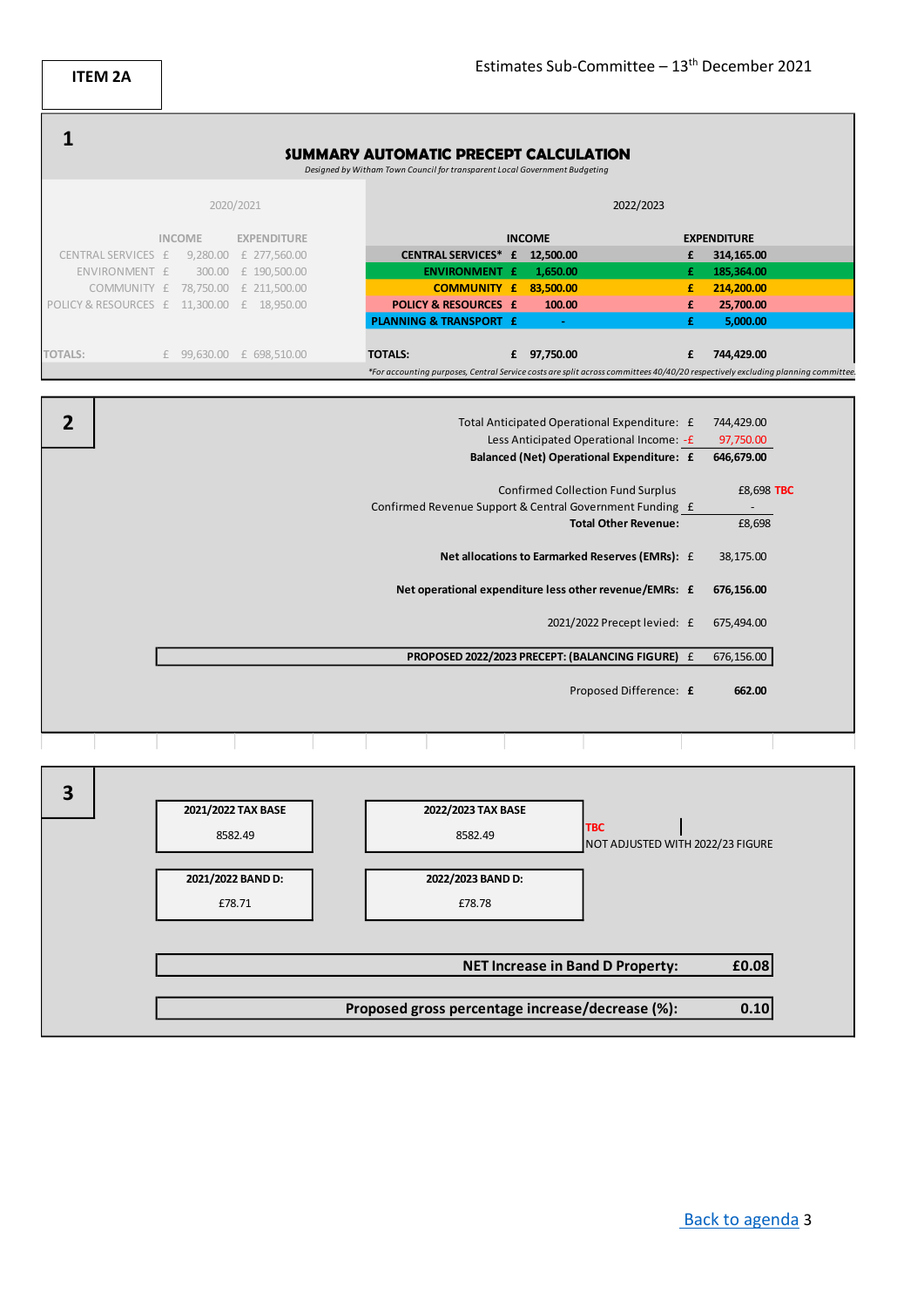**ITEM 2A**

Estimates Sub-Committee – 13th December 2021

## 1

### SUMMARY AUTOMATIC PRECEPT CALCULATION

*Designed by Witham Town Council for transparent Local Government Budgeting*

| | 2020/2021 | | 2022/2023 | |
|---|---|---|---|---|
| | INCOME | EXPENDITURE | INCOME | EXPENDITURE |
| CENTRAL SERVICES | £ 9,280.00 | £ 277,560.00 | | |
| ENVIRONMENT | £ 300.00 | £ 190,500.00 | | |
| COMMUNITY | £ 78,750.00 | £ 211,500.00 | | |
| POLICY & RESOURCES | £ 11,300.00 | £ 18,950.00 | | |
| CENTRAL SERVICES* | | | £ 12,500.00 | £ 314,165.00 |
| ENVIRONMENT | | | £ 1,650.00 | £ 185,364.00 |
| COMMUNITY | | | £ 83,500.00 | £ 214,200.00 |
| POLICY & RESOURCES | | | £ 100.00 | £ 25,700.00 |
| PLANNING & TRANSPORT | | | £ - | £ 5,000.00 |
| TOTALS: | £ 99,630.00 | £ 698,510.00 | £ 97,750.00 | £ 744,429.00 |

*\*For accounting purposes, Central Service costs are split across committees 40/40/20 respectively excluding planning committee.*

## 2

| | | |
|---|---|---|
| Total Anticipated Operational Expenditure: | £ | 744,429.00 |
| Less Anticipated Operational Income: | -£ | 97,750.00 |
| **Balanced (Net) Operational Expenditure:** | **£** | **646,679.00** |
| Confirmed Collection Fund Surplus | | £8,698 TBC |
| Confirmed Revenue Support & Central Government Funding | £ | - |
| **Total Other Revenue:** | | £8,698 |
| **Net allocations to Earmarked Reserves (EMRs):** | £ | 38,175.00 |
| **Net operational expenditure less other revenue/EMRs:** | **£** | **676,156.00** |
| 2021/2022 Precept levied: | £ | 675,494.00 |
| **PROPOSED 2022/2023 PRECEPT: (BALANCING FIGURE)** | £ | 676,156.00 |
| Proposed Difference: | **£** | **662.00** |

## 3

| | |
|---|---|
| **2021/2022 TAX BASE** | **2022/2023 TAX BASE** |
| 8582.49 | 8582.49 |

TBC
NOT ADJUSTED WITH 2022/23 FIGURE

| | |
|---|---|
| **2021/2022 BAND D:** | **2022/2023 BAND D:** |
| £78.71 | £78.78 |

**NET Increase in Band D Property: £0.08**

**Proposed gross percentage increase/decrease (%): 0.10**

[Back to agenda](#)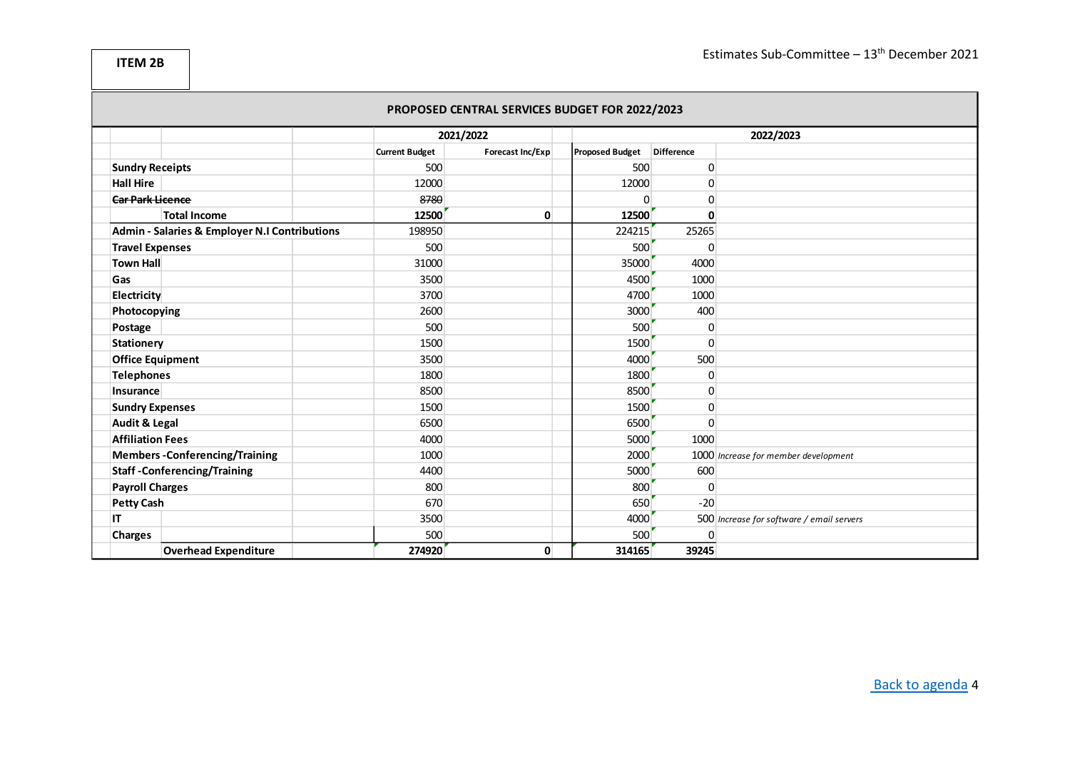**ITEM 2B**

Estimates Sub-Committee – 13th December 2021

| PROPOSED CENTRAL SERVICES BUDGET FOR 2022/2023 | | | | | |
|---|---|---|---|---|---|
| | 2021/2022 | | 2022/2023 | | |
| | Current Budget | Forecast Inc/Exp | Proposed Budget | Difference | |
| **Sundry Receipts** | 500 | | 500 | 0 | |
| **Hall Hire** | 12000 | | 12000 | 0 | |
| ~~**Car Park Licence**~~ | ~~8780~~ | | 0 | 0 | |
| **Total Income** | **12500** | **0** | **12500** | **0** | |
| **Admin - Salaries & Employer N.I Contributions** | 198950 | | 224215 | 25265 | |
| **Travel Expenses** | 500 | | 500 | 0 | |
| **Town Hall** | 31000 | | 35000 | 4000 | |
| **Gas** | 3500 | | 4500 | 1000 | |
| **Electricity** | 3700 | | 4700 | 1000 | |
| **Photocopying** | 2600 | | 3000 | 400 | |
| **Postage** | 500 | | 500 | 0 | |
| **Stationery** | 1500 | | 1500 | 0 | |
| **Office Equipment** | 3500 | | 4000 | 500 | |
| **Telephones** | 1800 | | 1800 | 0 | |
| **Insurance** | 8500 | | 8500 | 0 | |
| **Sundry Expenses** | 1500 | | 1500 | 0 | |
| **Audit & Legal** | 6500 | | 6500 | 0 | |
| **Affiliation Fees** | 4000 | | 5000 | 1000 | |
| **Members -Conferencing/Training** | 1000 | | 2000 | 1000 | *Increase for member development* |
| **Staff -Conferencing/Training** | 4400 | | 5000 | 600 | |
| **Payroll Charges** | 800 | | 800 | 0 | |
| **Petty Cash** | 670 | | 650 | -20 | |
| **IT** | 3500 | | 4000 | 500 | *Increase for software / email servers* |
| **Charges** | 500 | | 500 | 0 | |
| **Overhead Expenditure** | **274920** | **0** | **314165** | **39245** | |

Back to agenda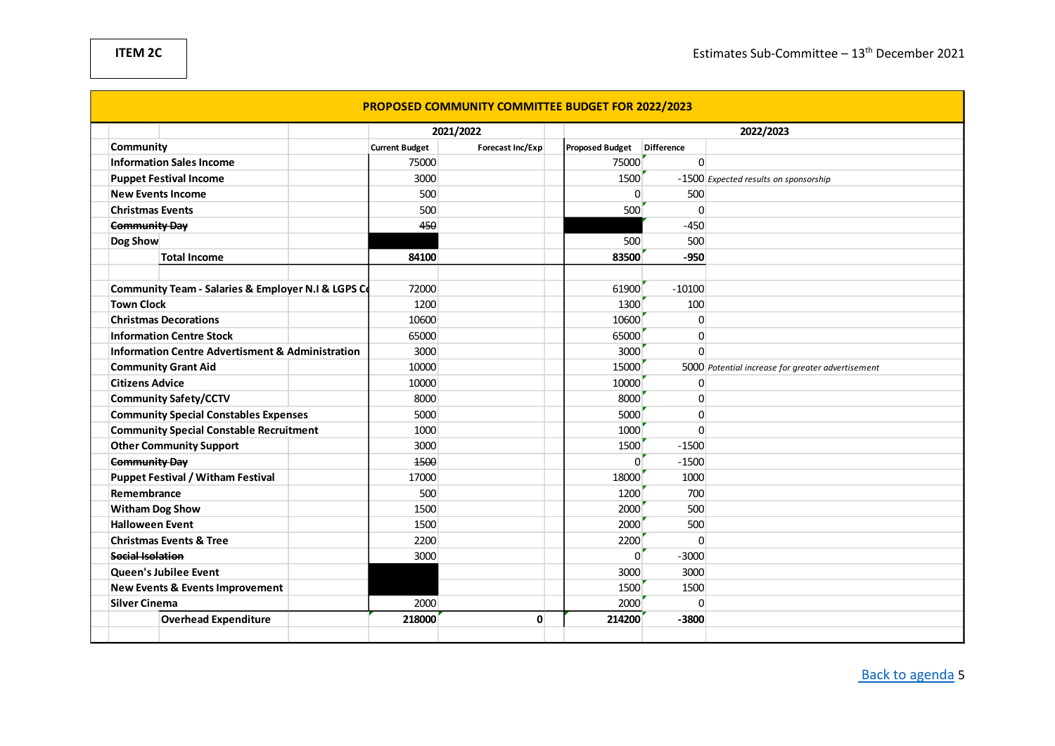ITEM 2C

Estimates Sub-Committee – 13th December 2021

| PROPOSED COMMUNITY COMMITTEE BUDGET FOR 2022/2023 | | | | | |
|---|---|---|---|---|---|
| | 2021/2022 | | 2022/2023 | | |
| Community | Current Budget | Forecast Inc/Exp | Proposed Budget | Difference | |
| **Information Sales Income** | 75000 | | 75000 | 0 | |
| **Puppet Festival Income** | 3000 | | 1500 | -1500 | *Expected results on sponsorship* |
| **New Events Income** | 500 | | 0 | 500 | |
| **Christmas Events** | 500 | | 500 | 0 | |
| ~~**Community Day**~~ | ~~450~~ | | | -450 | |
| **Dog Show** | | | 500 | 500 | |
| **Total Income** | **84100** | | **83500** | **-950** | |
| | | | | | |
| **Community Team - Salaries & Employer N.I & LGPS Co** | 72000 | | 61900 | -10100 | |
| **Town Clock** | 1200 | | 1300 | 100 | |
| **Christmas Decorations** | 10600 | | 10600 | 0 | |
| **Information Centre Stock** | 65000 | | 65000 | 0 | |
| **Information Centre Advertisment & Administration** | 3000 | | 3000 | 0 | |
| **Community Grant Aid** | 10000 | | 15000 | 5000 | *Potential increase for greater advertisement* |
| **Citizens Advice** | 10000 | | 10000 | 0 | |
| **Community Safety/CCTV** | 8000 | | 8000 | 0 | |
| **Community Special Constables Expenses** | 5000 | | 5000 | 0 | |
| **Community Special Constable Recruitment** | 1000 | | 1000 | 0 | |
| **Other Community Support** | 3000 | | 1500 | -1500 | |
| ~~**Community Day**~~ | ~~1500~~ | | 0 | -1500 | |
| **Puppet Festival / Witham Festival** | 17000 | | 18000 | 1000 | |
| **Remembrance** | 500 | | 1200 | 700 | |
| **Witham Dog Show** | 1500 | | 2000 | 500 | |
| **Halloween Event** | 1500 | | 2000 | 500 | |
| **Christmas Events & Tree** | 2200 | | 2200 | 0 | |
| ~~**Social Isolation**~~ | 3000 | | 0 | -3000 | |
| **Queen's Jubilee Event** | | | 3000 | 3000 | |
| **New Events & Events Improvement** | | | 1500 | 1500 | |
| **Silver Cinema** | 2000 | | 2000 | 0 | |
| **Overhead Expenditure** | **218000** | **0** | **214200** | **-3800** | |

Back to agenda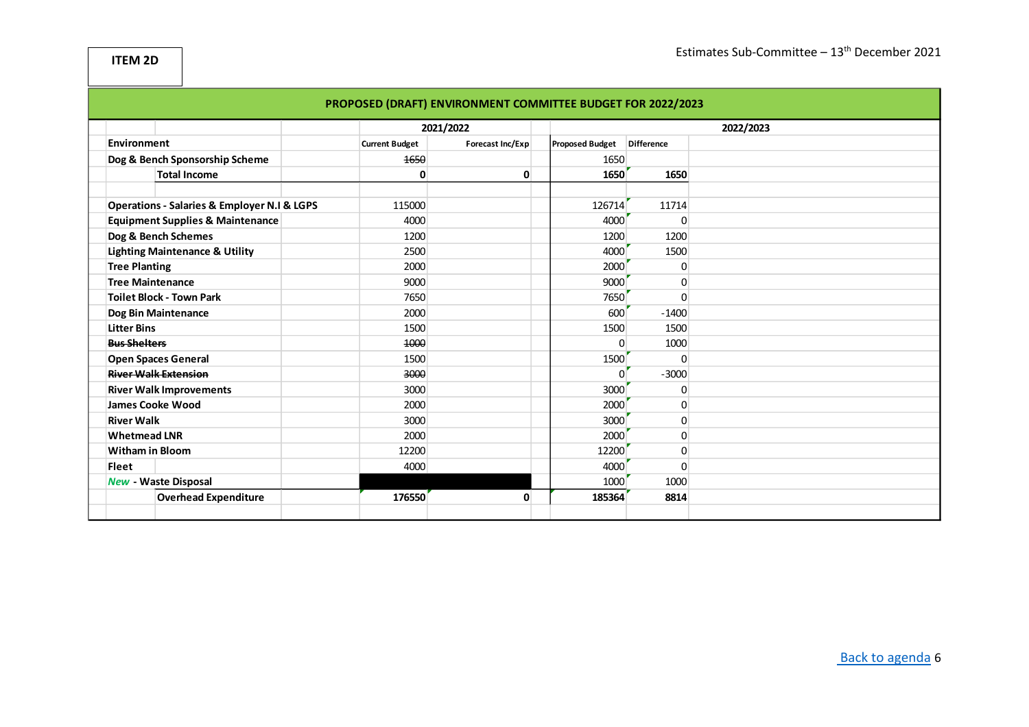**ITEM 2D**

Estimates Sub-Committee – 13th December 2021

## PROPOSED (DRAFT) ENVIRONMENT COMMITTEE BUDGET FOR 2022/2023

| | 2021/2022 | | 2022/2023 | |
|---|---|---|---|---|
| **Environment** | **Current Budget** | **Forecast Inc/Exp** | **Proposed Budget** | **Difference** |
| **Dog & Bench Sponsorship Scheme** | ~~1650~~ | | 1650 | |
| **Total Income** | **0** | **0** | **1650** | **1650** |
| | | | | |
| **Operations - Salaries & Employer N.I & LGPS** | 115000 | | 126714 | 11714 |
| **Equipment Supplies & Maintenance** | 4000 | | 4000 | 0 |
| **Dog & Bench Schemes** | 1200 | | 1200 | 1200 |
| **Lighting Maintenance & Utility** | 2500 | | 4000 | 1500 |
| **Tree Planting** | 2000 | | 2000 | 0 |
| **Tree Maintenance** | 9000 | | 9000 | 0 |
| **Toilet Block - Town Park** | 7650 | | 7650 | 0 |
| **Dog Bin Maintenance** | 2000 | | 600 | -1400 |
| **Litter Bins** | 1500 | | 1500 | 1500 |
| ~~**Bus Shelters**~~ | ~~1000~~ | | 0 | 1000 |
| **Open Spaces General** | 1500 | | 1500 | 0 |
| ~~**River Walk Extension**~~ | ~~3000~~ | | 0 | -3000 |
| **River Walk Improvements** | 3000 | | 3000 | 0 |
| **James Cooke Wood** | 2000 | | 2000 | 0 |
| **River Walk** | 3000 | | 3000 | 0 |
| **Whetmead LNR** | 2000 | | 2000 | 0 |
| **Witham in Bloom** | 12200 | | 12200 | 0 |
| **Fleet** | 4000 | | 4000 | 0 |
| ***New*** **- Waste Disposal** | | | 1000 | 1000 |
| **Overhead Expenditure** | **176550** | **0** | **185364** | **8814** |

Back to agenda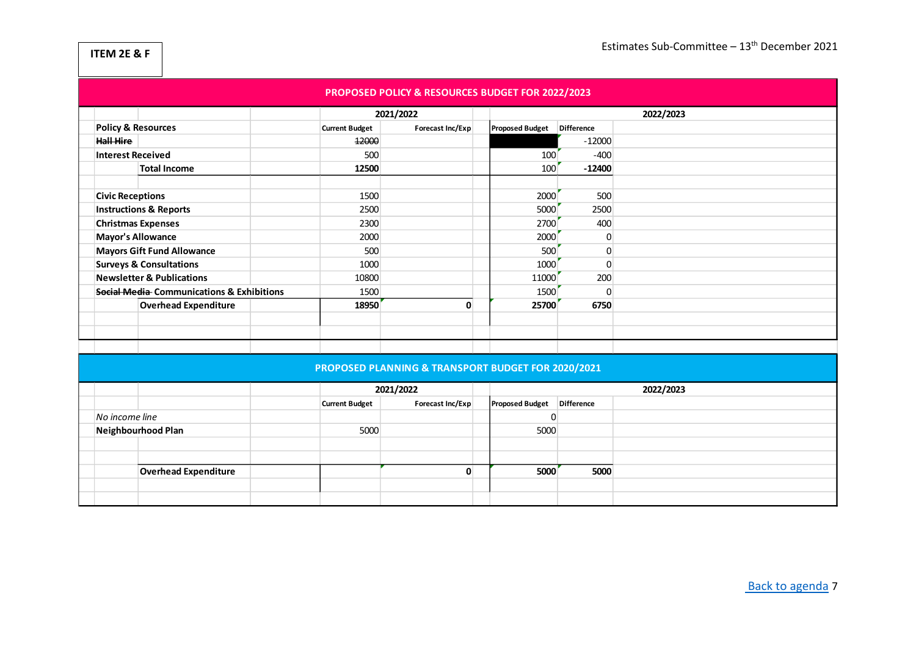**ITEM 2E & F**

Estimates Sub-Committee – 13th December 2021

## PROPOSED POLICY & RESOURCES BUDGET FOR 2022/2023

| | 2021/2022 | | 2022/2023 | |
|---|---|---|---|---|
| **Policy & Resources** | **Current Budget** | **Forecast Inc/Exp** | **Proposed Budget** | **Difference** |
| **~~Hall Hire~~** | ~~12000~~ | | | -12000 |
| **Interest Received** | 500 | | 100 | -400 |
| **Total Income** | **12500** | | 100 | **-12400** |
| | | | | |
| **Civic Receptions** | 1500 | | 2000 | 500 |
| **Instructions & Reports** | 2500 | | 5000 | 2500 |
| **Christmas Expenses** | 2300 | | 2700 | 400 |
| **Mayor's Allowance** | 2000 | | 2000 | 0 |
| **Mayors Gift Fund Allowance** | 500 | | 500 | 0 |
| **Surveys & Consultations** | 1000 | | 1000 | 0 |
| **Newsletter & Publications** | 10800 | | 11000 | 200 |
| **~~Social Media~~ Communications & Exhibitions** | 1500 | | 1500 | 0 |
| **Overhead Expenditure** | **18950** | **0** | **25700** | **6750** |

## PROPOSED PLANNING & TRANSPORT BUDGET FOR 2020/2021

| | 2021/2022 | | 2022/2023 | |
|---|---|---|---|---|
| | **Current Budget** | **Forecast Inc/Exp** | **Proposed Budget** | **Difference** |
| *No income line* | | | 0 | |
| **Neighbourhood Plan** | 5000 | | 5000 | |
| | | | | |
| **Overhead Expenditure** | | **0** | **5000** | **5000** |

Back to agenda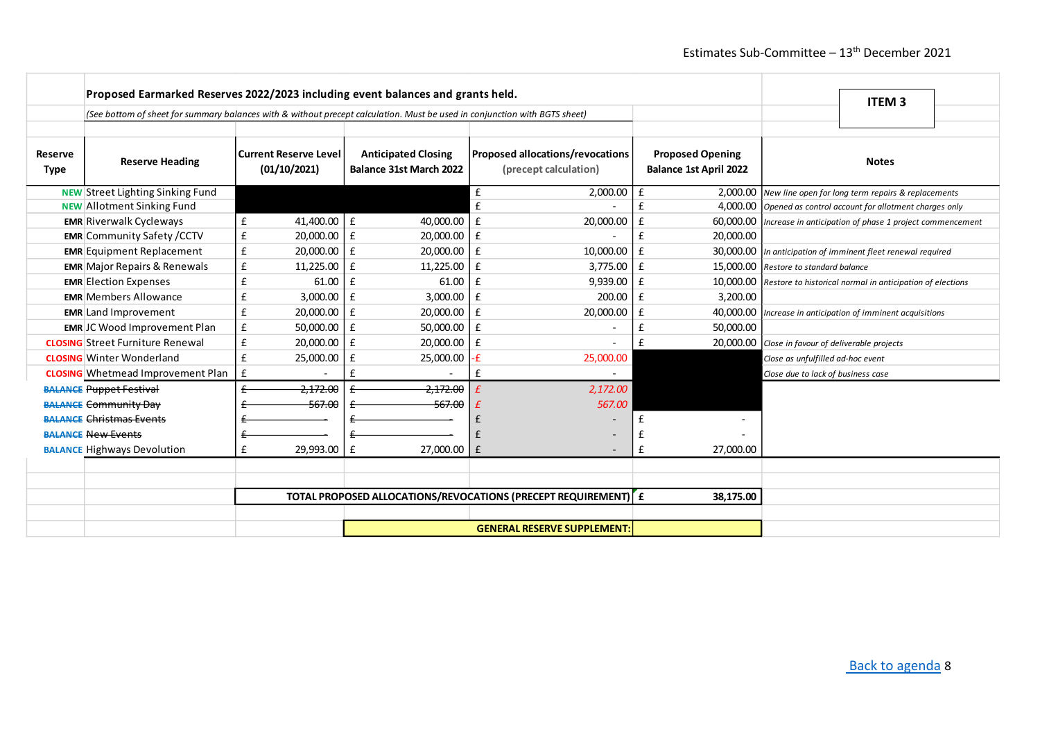Estimates Sub-Committee – 13th December 2021

**ITEM 3**

**Proposed Earmarked Reserves 2022/2023 including event balances and grants held.**

*(See bottom of sheet for summary balances with & without precept calculation. Must be used in conjunction with BGTS sheet)*

| Reserve Type | Reserve Heading | Current Reserve Level (01/10/2021) | Anticipated Closing Balance 31st March 2022 | Proposed allocations/revocations (precept calculation) | Proposed Opening Balance 1st April 2022 | Notes |
|---|---|---|---|---|---|---|
| NEW | Street Lighting Sinking Fund | | | £ 2,000.00 | £ 2,000.00 | *New line open for long term repairs & replacements* |
| NEW | Allotment Sinking Fund | | | £ - | £ 4,000.00 | *Opened as control account for allotment charges only* |
| EMR | Riverwalk Cycleways | £ 41,400.00 | £ 40,000.00 | £ 20,000.00 | £ 60,000.00 | *Increase in anticipation of phase 1 project commencement* |
| EMR | Community Safety /CCTV | £ 20,000.00 | £ 20,000.00 | £ - | £ 20,000.00 | |
| EMR | Equipment Replacement | £ 20,000.00 | £ 20,000.00 | £ 10,000.00 | £ 30,000.00 | *In anticipation of imminent fleet renewal required* |
| EMR | Major Repairs & Renewals | £ 11,225.00 | £ 11,225.00 | £ 3,775.00 | £ 15,000.00 | *Restore to standard balance* |
| EMR | Election Expenses | £ 61.00 | £ 61.00 | £ 9,939.00 | £ 10,000.00 | *Restore to historical normal in anticipation of elections* |
| EMR | Members Allowance | £ 3,000.00 | £ 3,000.00 | £ 200.00 | £ 3,200.00 | |
| EMR | Land Improvement | £ 20,000.00 | £ 20,000.00 | £ 20,000.00 | £ 40,000.00 | *Increase in anticipation of imminent acquisitions* |
| EMR | JC Wood Improvement Plan | £ 50,000.00 | £ 50,000.00 | £ - | £ 50,000.00 | |
| CLOSING | Street Furniture Renewal | £ 20,000.00 | £ 20,000.00 | £ - | £ 20,000.00 | *Close in favour of deliverable projects* |
| CLOSING | Winter Wonderland | £ 25,000.00 | £ 25,000.00 | -£ 25,000.00 | | *Close as unfulfilled ad-hoc event* |
| CLOSING | Whetmead Improvement Plan | £ - | £ - | £ - | | *Close due to lack of business case* |
| BALANCE | ~~Puppet Festival~~ | ~~£ 2,172.00~~ | ~~£ 2,172.00~~ | *£ 2,172.00* | | |
| BALANCE | ~~Community Day~~ | ~~£ 567.00~~ | ~~£ 567.00~~ | *£ 567.00* | | |
| BALANCE | ~~Christmas Events~~ | ~~£ -~~ | ~~£ -~~ | £ - | £ - | |
| BALANCE | ~~New Events~~ | ~~£ -~~ | ~~£ -~~ | £ - | £ - | |
| BALANCE | Highways Devolution | £ 29,993.00 | £ 27,000.00 | £ - | £ 27,000.00 | |

| | |
|---|---|
| **TOTAL PROPOSED ALLOCATIONS/REVOCATIONS (PRECEPT REQUIREMENT)** | **£ 38,175.00** |
| **GENERAL RESERVE SUPPLEMENT:** | |

[Back to agenda](#)